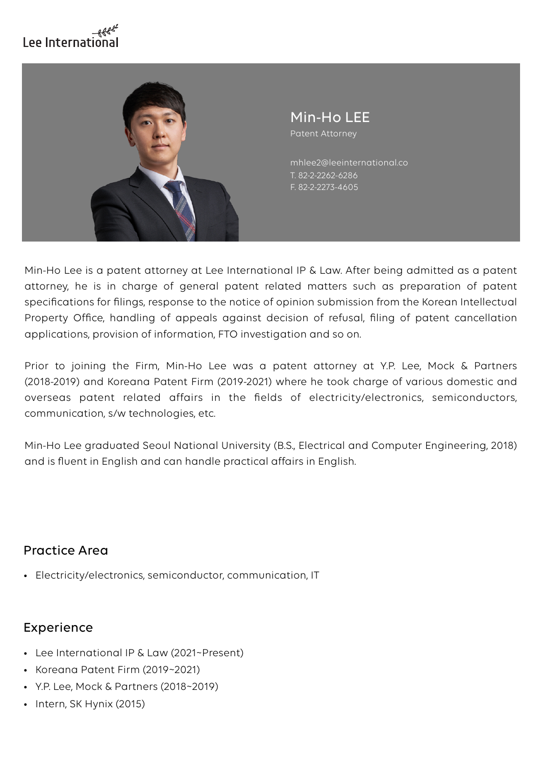Lee International

# Min-Ho LEE

Patent Attorney

mhlee2@leeinternational.co
T. 82-2-2262-6286
F. 82-2-2273-4605

Min-Ho Lee is a patent attorney at Lee International IP & Law. After being admitted as a patent attorney, he is in charge of general patent related matters such as preparation of patent specifications for filings, response to the notice of opinion submission from the Korean Intellectual Property Office, handling of appeals against decision of refusal, filing of patent cancellation applications, provision of information, FTO investigation and so on.

Prior to joining the Firm, Min-Ho Lee was a patent attorney at Y.P. Lee, Mock & Partners (2018-2019) and Koreana Patent Firm (2019-2021) where he took charge of various domestic and overseas patent related affairs in the fields of electricity/electronics, semiconductors, communication, s/w technologies, etc.

Min-Ho Lee graduated Seoul National University (B.S., Electrical and Computer Engineering, 2018) and is fluent in English and can handle practical affairs in English.

## Practice Area

- Electricity/electronics, semiconductor, communication, IT

## Experience

- Lee International IP & Law (2021~Present)
- Koreana Patent Firm (2019~2021)
- Y.P. Lee, Mock & Partners (2018~2019)
- Intern, SK Hynix (2015)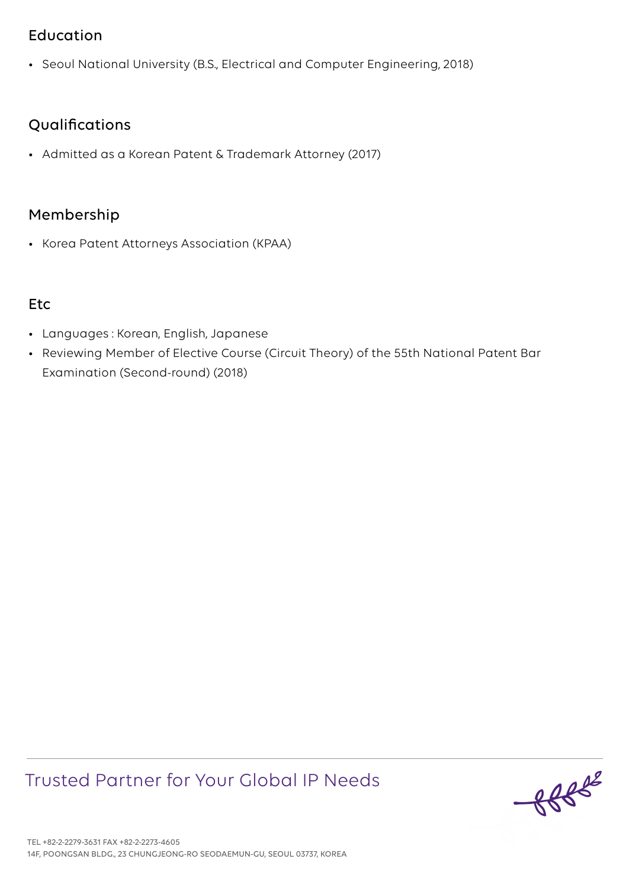## Education

- Seoul National University (B.S., Electrical and Computer Engineering, 2018)

## Qualifications

- Admitted as a Korean Patent & Trademark Attorney (2017)

## Membership

- Korea Patent Attorneys Association (KPAA)

## Etc

- Languages : Korean, English, Japanese
- Reviewing Member of Elective Course (Circuit Theory) of the 55th National Patent Bar Examination (Second-round) (2018)